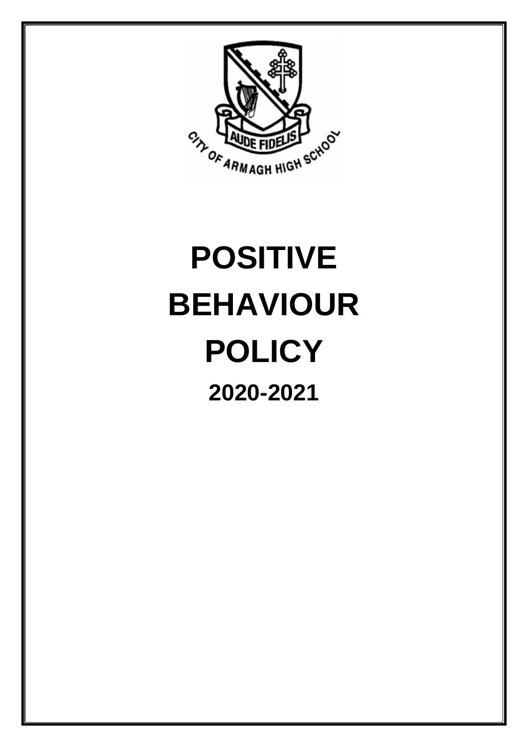AUDE FIDELIS

CITY OF ARMAGH HIGH SCHOOL

# POSITIVE BEHAVIOUR POLICY

## 2020-2021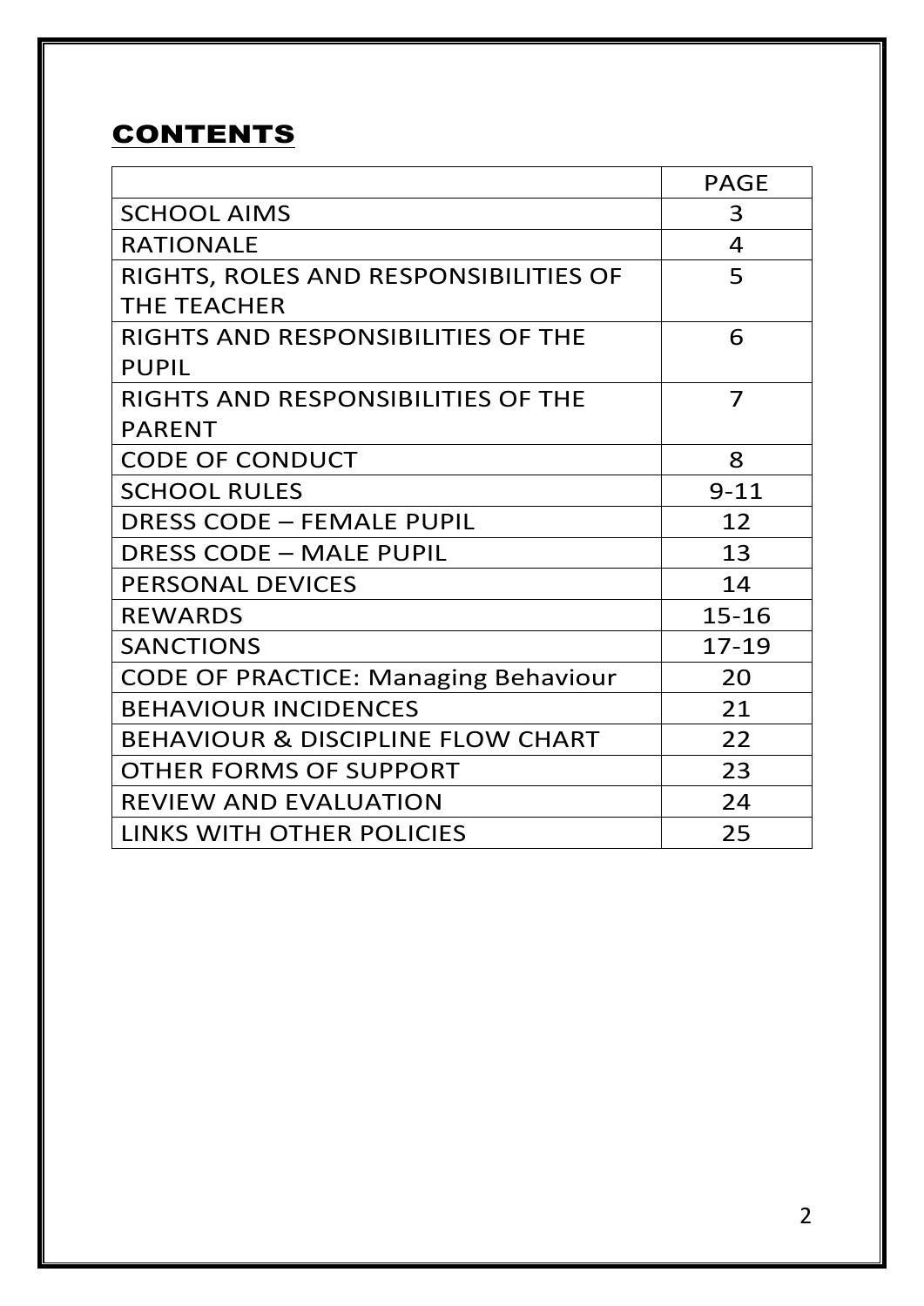## CONTENTS

| | PAGE |
|---|---|
| SCHOOL AIMS | 3 |
| RATIONALE | 4 |
| RIGHTS, ROLES AND RESPONSIBILITIES OF THE TEACHER | 5 |
| RIGHTS AND RESPONSIBILITIES OF THE PUPIL | 6 |
| RIGHTS AND RESPONSIBILITIES OF THE PARENT | 7 |
| CODE OF CONDUCT | 8 |
| SCHOOL RULES | 9-11 |
| DRESS CODE – FEMALE PUPIL | 12 |
| DRESS CODE – MALE PUPIL | 13 |
| PERSONAL DEVICES | 14 |
| REWARDS | 15-16 |
| SANCTIONS | 17-19 |
| CODE OF PRACTICE: Managing Behaviour | 20 |
| BEHAVIOUR INCIDENCES | 21 |
| BEHAVIOUR & DISCIPLINE FLOW CHART | 22 |
| OTHER FORMS OF SUPPORT | 23 |
| REVIEW AND EVALUATION | 24 |
| LINKS WITH OTHER POLICIES | 25 |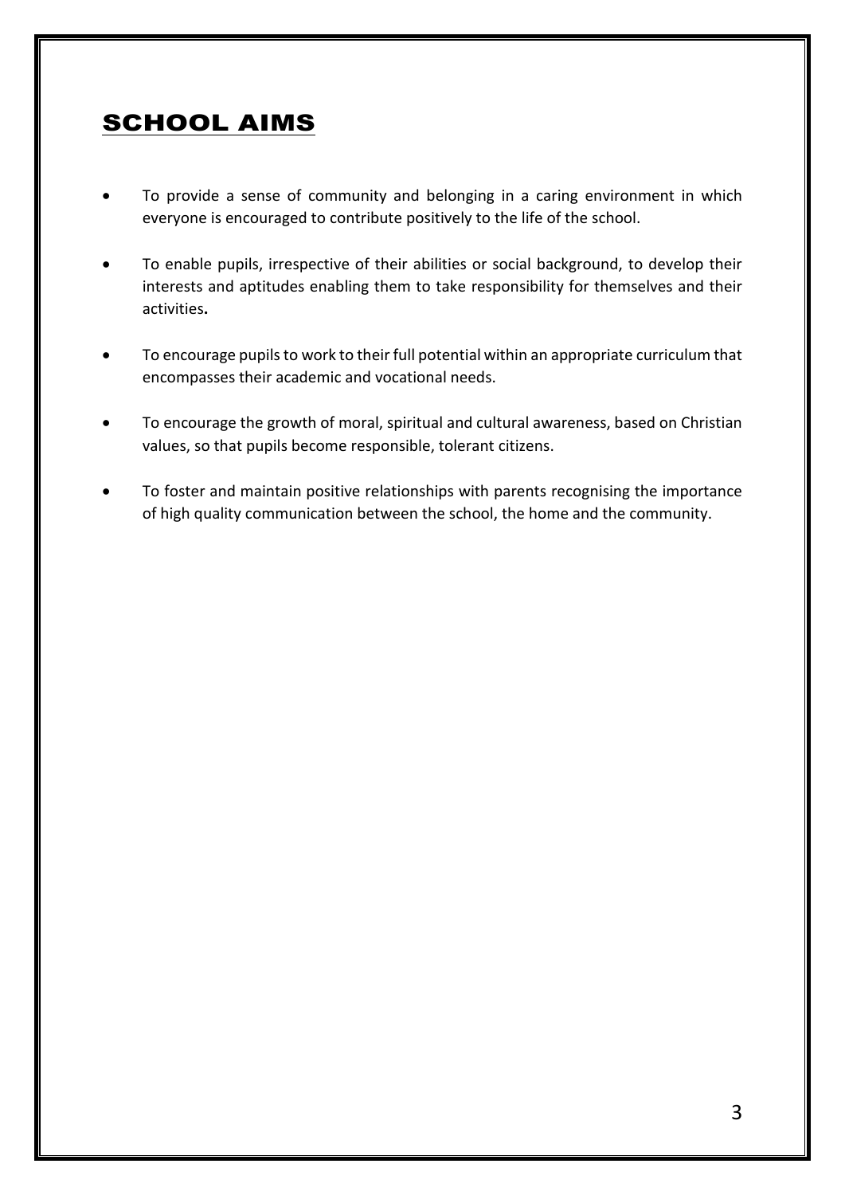## SCHOOL AIMS

- To provide a sense of community and belonging in a caring environment in which everyone is encouraged to contribute positively to the life of the school.
- To enable pupils, irrespective of their abilities or social background, to develop their interests and aptitudes enabling them to take responsibility for themselves and their activities.
- To encourage pupils to work to their full potential within an appropriate curriculum that encompasses their academic and vocational needs.
- To encourage the growth of moral, spiritual and cultural awareness, based on Christian values, so that pupils become responsible, tolerant citizens.
- To foster and maintain positive relationships with parents recognising the importance of high quality communication between the school, the home and the community.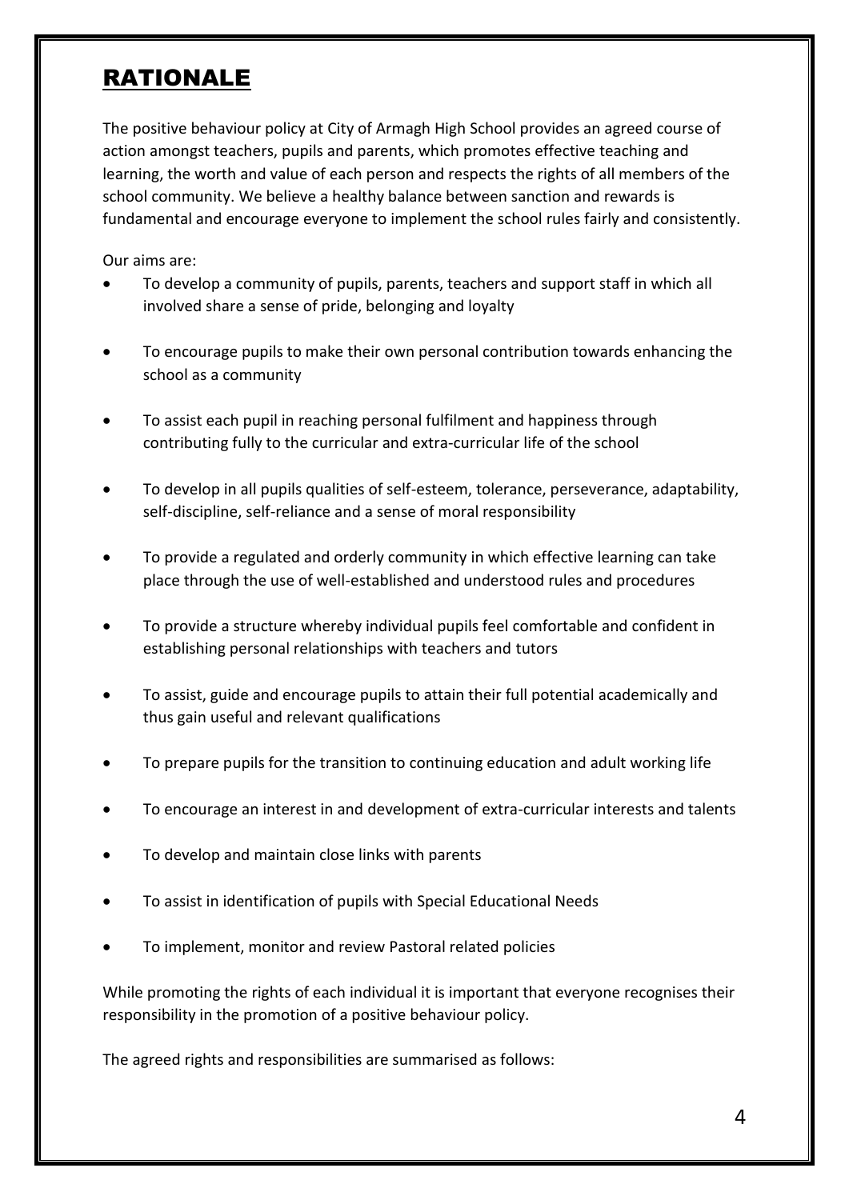# RATIONALE

The positive behaviour policy at City of Armagh High School provides an agreed course of action amongst teachers, pupils and parents, which promotes effective teaching and learning, the worth and value of each person and respects the rights of all members of the school community. We believe a healthy balance between sanction and rewards is fundamental and encourage everyone to implement the school rules fairly and consistently.

Our aims are:

- To develop a community of pupils, parents, teachers and support staff in which all involved share a sense of pride, belonging and loyalty
- To encourage pupils to make their own personal contribution towards enhancing the school as a community
- To assist each pupil in reaching personal fulfilment and happiness through contributing fully to the curricular and extra-curricular life of the school
- To develop in all pupils qualities of self-esteem, tolerance, perseverance, adaptability, self-discipline, self-reliance and a sense of moral responsibility
- To provide a regulated and orderly community in which effective learning can take place through the use of well-established and understood rules and procedures
- To provide a structure whereby individual pupils feel comfortable and confident in establishing personal relationships with teachers and tutors
- To assist, guide and encourage pupils to attain their full potential academically and thus gain useful and relevant qualifications
- To prepare pupils for the transition to continuing education and adult working life
- To encourage an interest in and development of extra-curricular interests and talents
- To develop and maintain close links with parents
- To assist in identification of pupils with Special Educational Needs
- To implement, monitor and review Pastoral related policies

While promoting the rights of each individual it is important that everyone recognises their responsibility in the promotion of a positive behaviour policy.

The agreed rights and responsibilities are summarised as follows: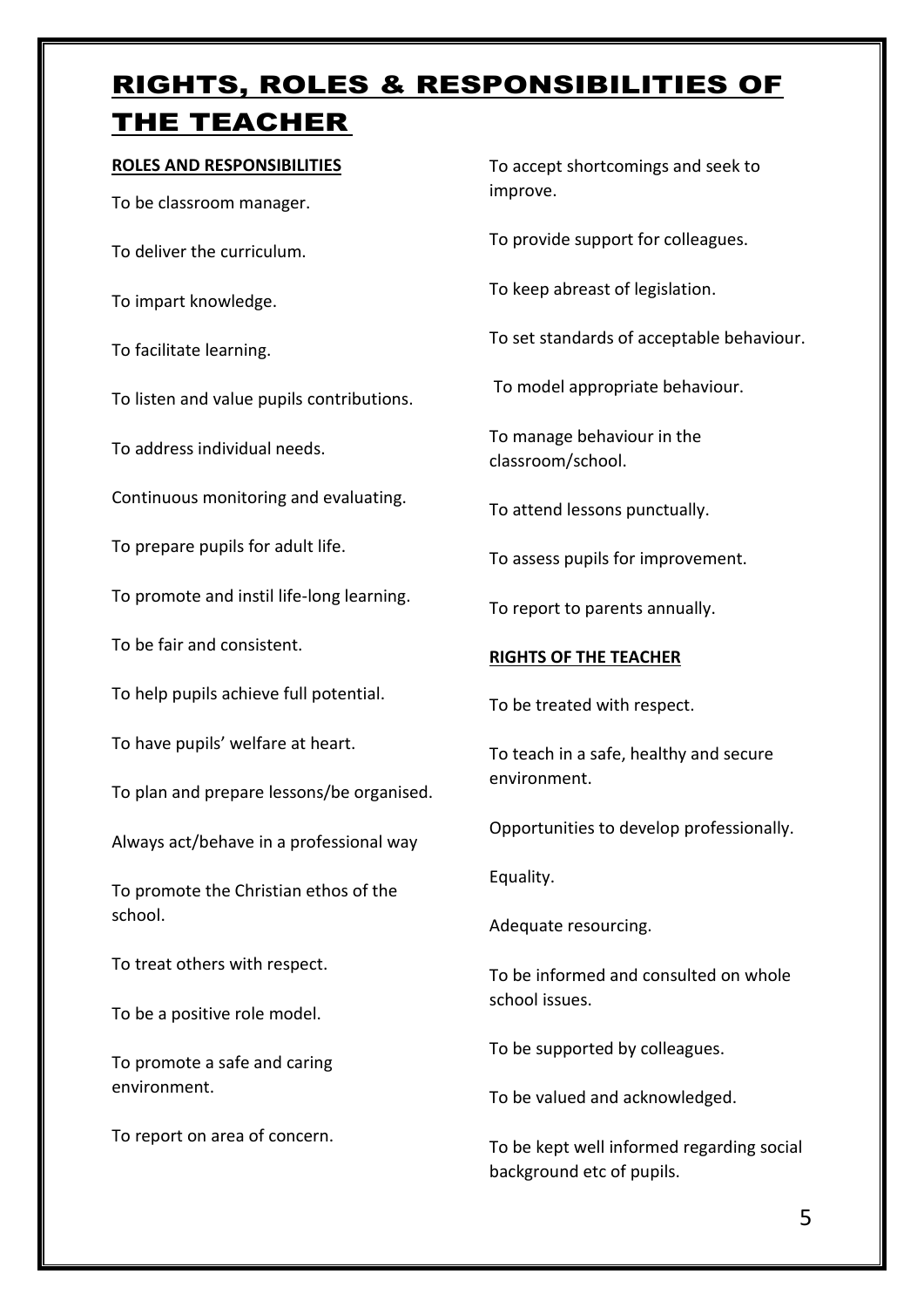# RIGHTS, ROLES & RESPONSIBILITIES OF THE TEACHER

**ROLES AND RESPONSIBILITIES**

To be classroom manager.

To deliver the curriculum.

To impart knowledge.

To facilitate learning.

To listen and value pupils contributions.

To address individual needs.

Continuous monitoring and evaluating.

To prepare pupils for adult life.

To promote and instil life-long learning.

To be fair and consistent.

To help pupils achieve full potential.

To have pupils' welfare at heart.

To plan and prepare lessons/be organised.

Always act/behave in a professional way

To promote the Christian ethos of the school.

To treat others with respect.

To be a positive role model.

To promote a safe and caring environment.

To report on area of concern.

To accept shortcomings and seek to improve.

To provide support for colleagues.

To keep abreast of legislation.

To set standards of acceptable behaviour.

To model appropriate behaviour.

To manage behaviour in the classroom/school.

To attend lessons punctually.

To assess pupils for improvement.

To report to parents annually.

**RIGHTS OF THE TEACHER**

To be treated with respect.

To teach in a safe, healthy and secure environment.

Opportunities to develop professionally.

Equality.

Adequate resourcing.

To be informed and consulted on whole school issues.

To be supported by colleagues.

To be valued and acknowledged.

To be kept well informed regarding social background etc of pupils.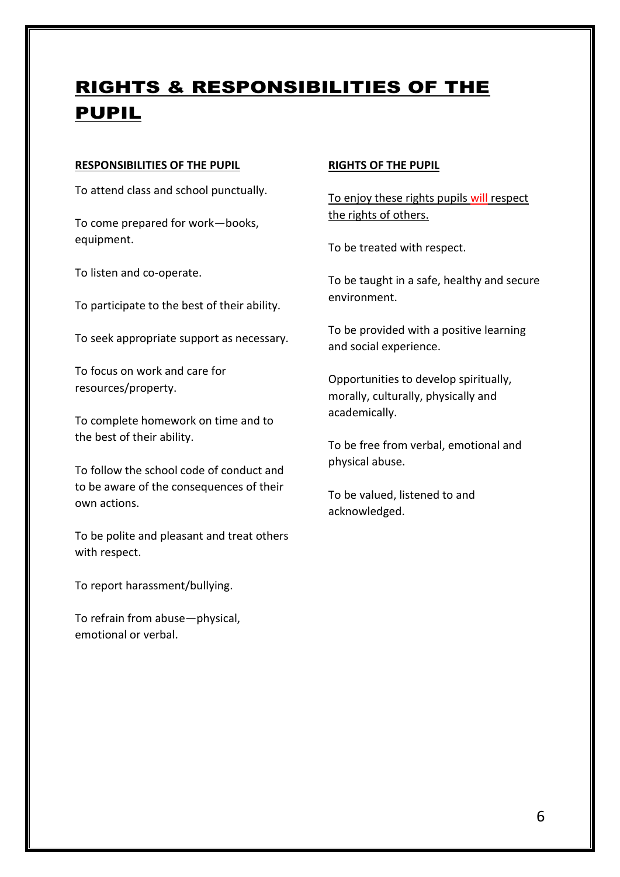# RIGHTS & RESPONSIBILITIES OF THE PUPIL

**RESPONSIBILITIES OF THE PUPIL**

To attend class and school punctually.

To come prepared for work—books, equipment.

To listen and co-operate.

To participate to the best of their ability.

To seek appropriate support as necessary.

To focus on work and care for resources/property.

To complete homework on time and to the best of their ability.

To follow the school code of conduct and to be aware of the consequences of their own actions.

To be polite and pleasant and treat others with respect.

To report harassment/bullying.

To refrain from abuse—physical, emotional or verbal.

**RIGHTS OF THE PUPIL**

To enjoy these rights pupils will respect the rights of others.

To be treated with respect.

To be taught in a safe, healthy and secure environment.

To be provided with a positive learning and social experience.

Opportunities to develop spiritually, morally, culturally, physically and academically.

To be free from verbal, emotional and physical abuse.

To be valued, listened to and acknowledged.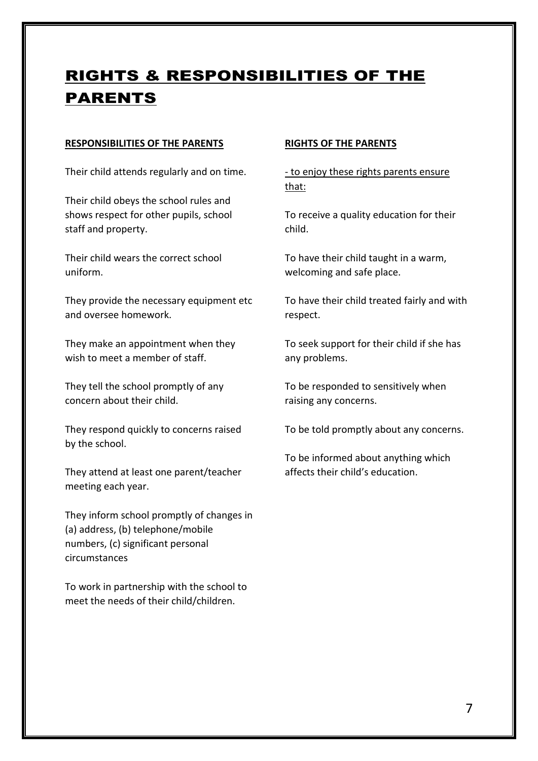# RIGHTS & RESPONSIBILITIES OF THE PARENTS

**RESPONSIBILITIES OF THE PARENTS**

Their child attends regularly and on time.

Their child obeys the school rules and shows respect for other pupils, school staff and property.

Their child wears the correct school uniform.

They provide the necessary equipment etc and oversee homework.

They make an appointment when they wish to meet a member of staff.

They tell the school promptly of any concern about their child.

They respond quickly to concerns raised by the school.

They attend at least one parent/teacher meeting each year.

They inform school promptly of changes in (a) address, (b) telephone/mobile numbers, (c) significant personal circumstances

To work in partnership with the school to meet the needs of their child/children.

**RIGHTS OF THE PARENTS**

- to enjoy these rights parents ensure that:

To receive a quality education for their child.

To have their child taught in a warm, welcoming and safe place.

To have their child treated fairly and with respect.

To seek support for their child if she has any problems.

To be responded to sensitively when raising any concerns.

To be told promptly about any concerns.

To be informed about anything which affects their child's education.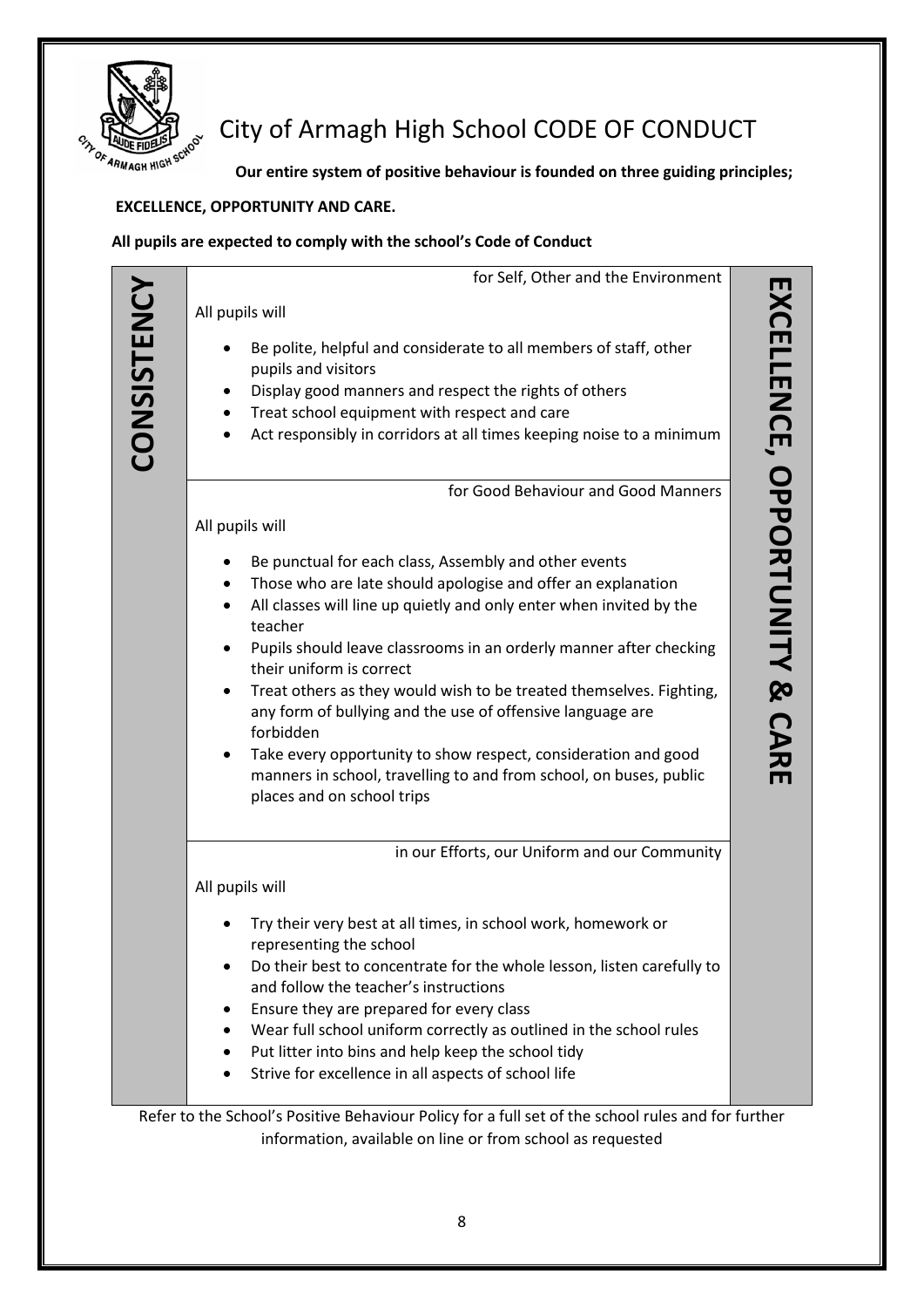# City of Armagh High School CODE OF CONDUCT

**Our entire system of positive behaviour is founded on three guiding principles;**

**EXCELLENCE, OPPORTUNITY AND CARE.**

**All pupils are expected to comply with the school's Code of Conduct**

**CONSISTENCY**

for Self, Other and the Environment

All pupils will

- Be polite, helpful and considerate to all members of staff, other pupils and visitors
- Display good manners and respect the rights of others
- Treat school equipment with respect and care
- Act responsibly in corridors at all times keeping noise to a minimum

for Good Behaviour and Good Manners

All pupils will

- Be punctual for each class, Assembly and other events
- Those who are late should apologise and offer an explanation
- All classes will line up quietly and only enter when invited by the teacher
- Pupils should leave classrooms in an orderly manner after checking their uniform is correct
- Treat others as they would wish to be treated themselves. Fighting, any form of bullying and the use of offensive language are forbidden
- Take every opportunity to show respect, consideration and good manners in school, travelling to and from school, on buses, public places and on school trips

in our Efforts, our Uniform and our Community

All pupils will

- Try their very best at all times, in school work, homework or representing the school
- Do their best to concentrate for the whole lesson, listen carefully to and follow the teacher's instructions
- Ensure they are prepared for every class
- Wear full school uniform correctly as outlined in the school rules
- Put litter into bins and help keep the school tidy
- Strive for excellence in all aspects of school life

**EXCELLENCE, OPPORTUNITY & CARE**

Refer to the School's Positive Behaviour Policy for a full set of the school rules and for further information, available on line or from school as requested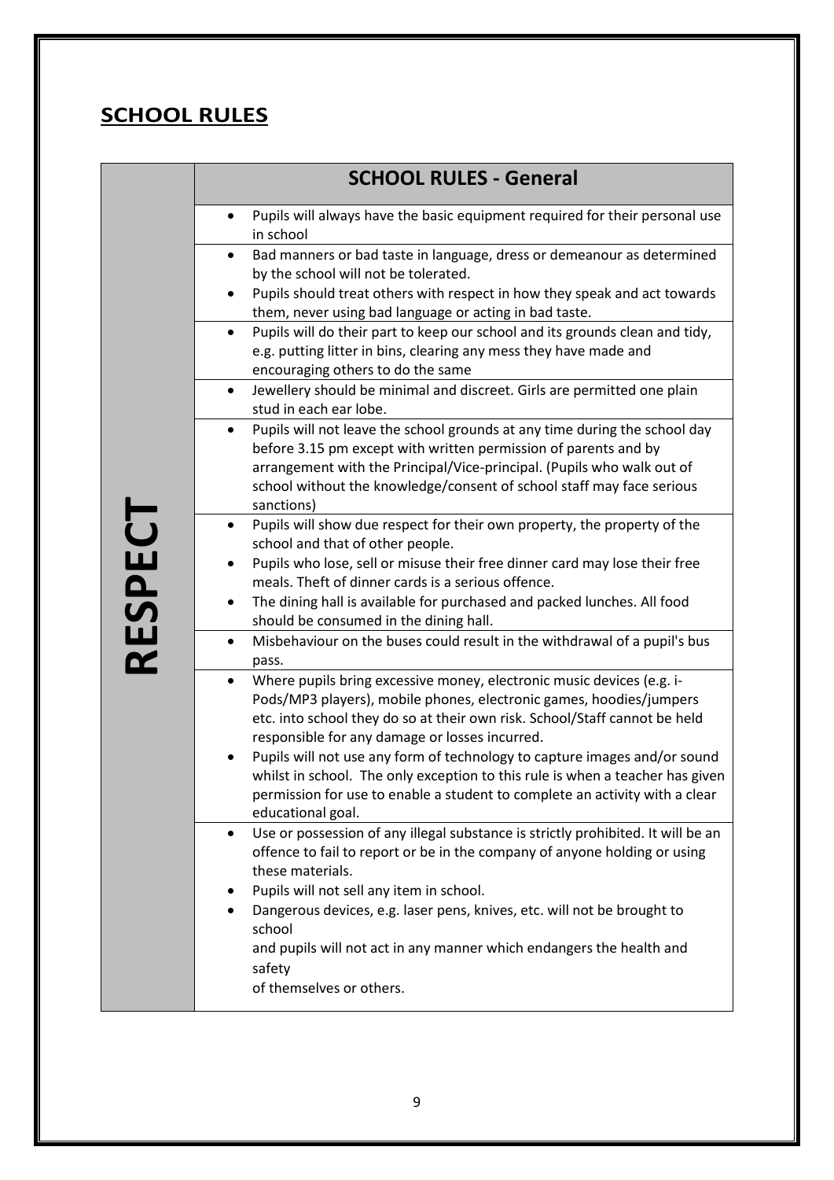## SCHOOL RULES

| RESPECT | SCHOOL RULES - General |
|---|---|
| | • Pupils will always have the basic equipment required for their personal use in school |
| | • Bad manners or bad taste in language, dress or demeanour as determined by the school will not be tolerated. <br> • Pupils should treat others with respect in how they speak and act towards them, never using bad language or acting in bad taste. |
| | • Pupils will do their part to keep our school and its grounds clean and tidy, e.g. putting litter in bins, clearing any mess they have made and encouraging others to do the same |
| | • Jewellery should be minimal and discreet. Girls are permitted one plain stud in each ear lobe. |
| | • Pupils will not leave the school grounds at any time during the school day before 3.15 pm except with written permission of parents and by arrangement with the Principal/Vice-principal. (Pupils who walk out of school without the knowledge/consent of school staff may face serious sanctions) |
| | • Pupils will show due respect for their own property, the property of the school and that of other people. <br> • Pupils who lose, sell or misuse their free dinner card may lose their free meals. Theft of dinner cards is a serious offence. <br> • The dining hall is available for purchased and packed lunches. All food should be consumed in the dining hall. |
| | • Misbehaviour on the buses could result in the withdrawal of a pupil's bus pass. |
| | • Where pupils bring excessive money, electronic music devices (e.g. i-Pods/MP3 players), mobile phones, electronic games, hoodies/jumpers etc. into school they do so at their own risk. School/Staff cannot be held responsible for any damage or losses incurred. <br> • Pupils will not use any form of technology to capture images and/or sound whilst in school. The only exception to this rule is when a teacher has given permission for use to enable a student to complete an activity with a clear educational goal. |
| | • Use or possession of any illegal substance is strictly prohibited. It will be an offence to fail to report or be in the company of anyone holding or using these materials. <br> • Pupils will not sell any item in school. <br> • Dangerous devices, e.g. laser pens, knives, etc. will not be brought to school and pupils will not act in any manner which endangers the health and safety of themselves or others. |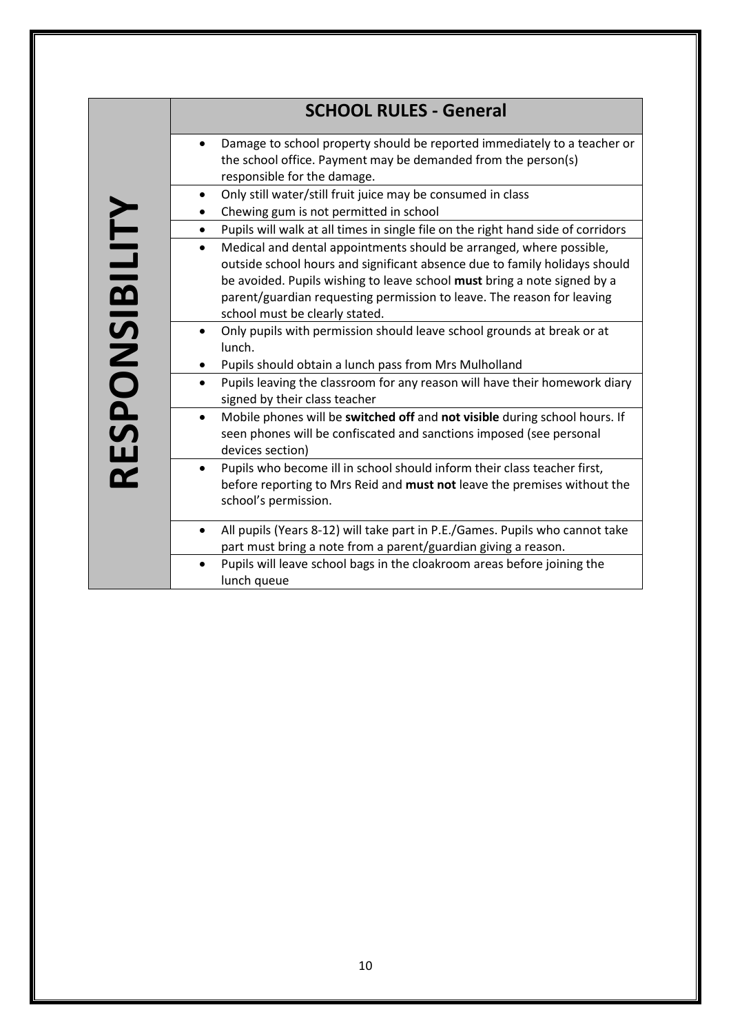## SCHOOL RULES - General

**RESPONSIBILITY**

- Damage to school property should be reported immediately to a teacher or the school office. Payment may be demanded from the person(s) responsible for the damage.
- Only still water/still fruit juice may be consumed in class
- Chewing gum is not permitted in school
- Pupils will walk at all times in single file on the right hand side of corridors
- Medical and dental appointments should be arranged, where possible, outside school hours and significant absence due to family holidays should be avoided. Pupils wishing to leave school **must** bring a note signed by a parent/guardian requesting permission to leave. The reason for leaving school must be clearly stated.
- Only pupils with permission should leave school grounds at break or at lunch.
- Pupils should obtain a lunch pass from Mrs Mulholland
- Pupils leaving the classroom for any reason will have their homework diary signed by their class teacher
- Mobile phones will be **switched off** and **not visible** during school hours. If seen phones will be confiscated and sanctions imposed (see personal devices section)
- Pupils who become ill in school should inform their class teacher first, before reporting to Mrs Reid and **must not** leave the premises without the school's permission.
- All pupils (Years 8-12) will take part in P.E./Games. Pupils who cannot take part must bring a note from a parent/guardian giving a reason.
- Pupils will leave school bags in the cloakroom areas before joining the lunch queue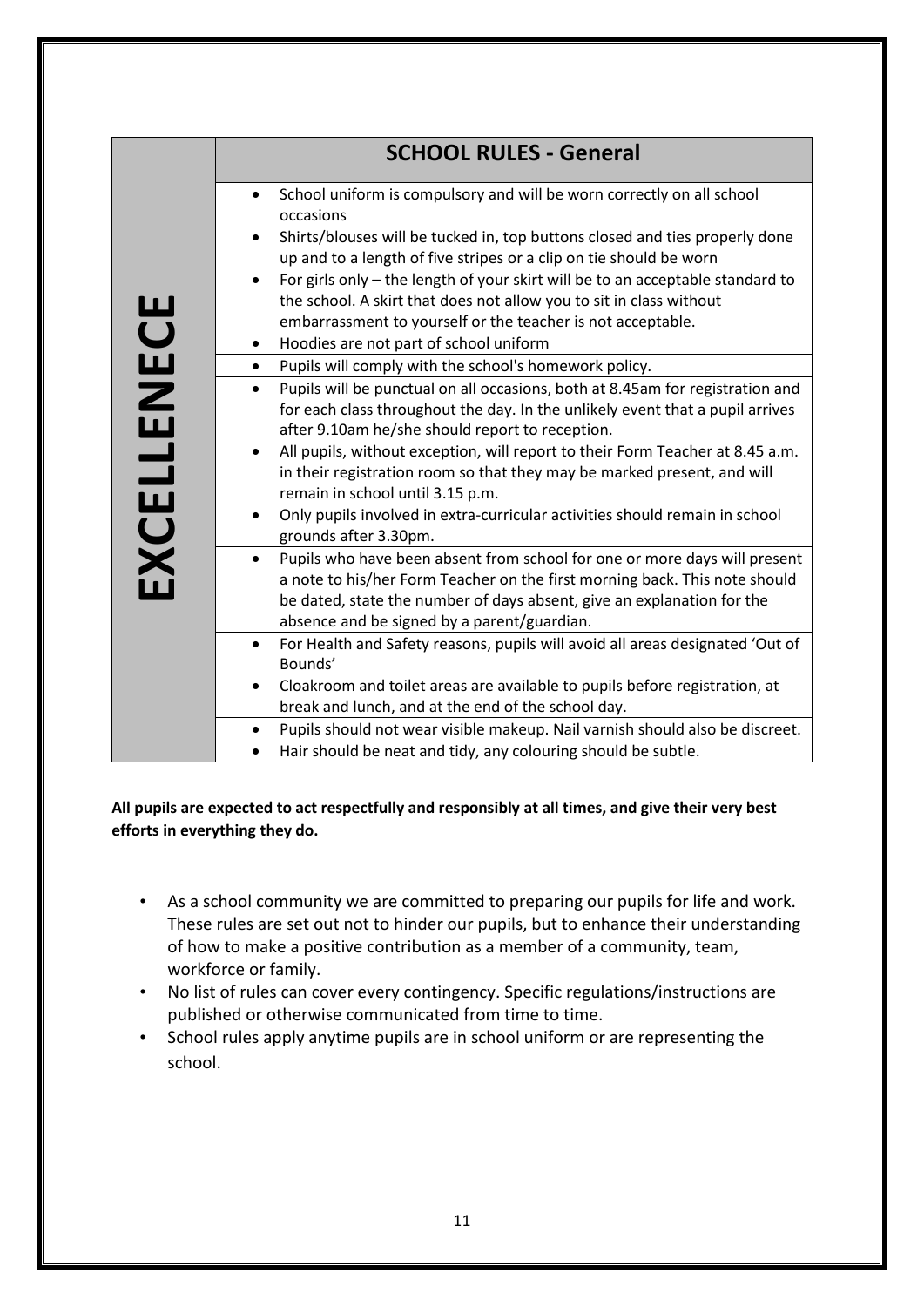| EXCELLENECE | SCHOOL RULES - General |
|---|---|
| | • School uniform is compulsory and will be worn correctly on all school occasions<br>• Shirts/blouses will be tucked in, top buttons closed and ties properly done up and to a length of five stripes or a clip on tie should be worn<br>• For girls only – the length of your skirt will be to an acceptable standard to the school. A skirt that does not allow you to sit in class without embarrassment to yourself or the teacher is not acceptable.<br>• Hoodies are not part of school uniform |
| | • Pupils will comply with the school's homework policy. |
| | • Pupils will be punctual on all occasions, both at 8.45am for registration and for each class throughout the day. In the unlikely event that a pupil arrives after 9.10am he/she should report to reception.<br>• All pupils, without exception, will report to their Form Teacher at 8.45 a.m. in their registration room so that they may be marked present, and will remain in school until 3.15 p.m.<br>• Only pupils involved in extra-curricular activities should remain in school grounds after 3.30pm. |
| | • Pupils who have been absent from school for one or more days will present a note to his/her Form Teacher on the first morning back. This note should be dated, state the number of days absent, give an explanation for the absence and be signed by a parent/guardian. |
| | • For Health and Safety reasons, pupils will avoid all areas designated 'Out of Bounds'<br>• Cloakroom and toilet areas are available to pupils before registration, at break and lunch, and at the end of the school day. |
| | • Pupils should not wear visible makeup. Nail varnish should also be discreet.<br>• Hair should be neat and tidy, any colouring should be subtle. |

**All pupils are expected to act respectfully and responsibly at all times, and give their very best efforts in everything they do.**

- As a school community we are committed to preparing our pupils for life and work. These rules are set out not to hinder our pupils, but to enhance their understanding of how to make a positive contribution as a member of a community, team, workforce or family.
- No list of rules can cover every contingency. Specific regulations/instructions are published or otherwise communicated from time to time.
- School rules apply anytime pupils are in school uniform or are representing the school.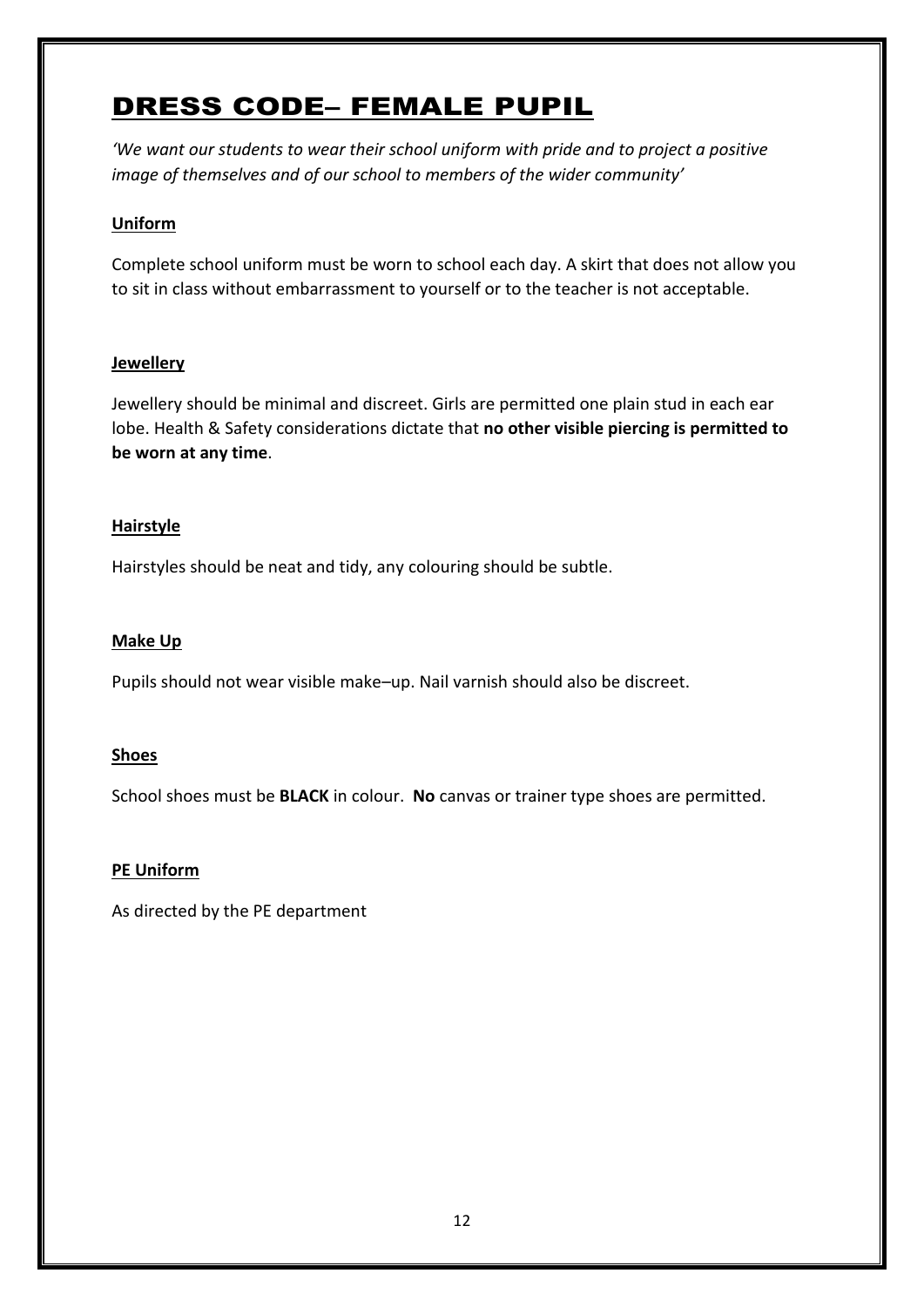# DRESS CODE– FEMALE PUPIL

*'We want our students to wear their school uniform with pride and to project a positive image of themselves and of our school to members of the wider community'*

## Uniform

Complete school uniform must be worn to school each day. A skirt that does not allow you to sit in class without embarrassment to yourself or to the teacher is not acceptable.

## Jewellery

Jewellery should be minimal and discreet. Girls are permitted one plain stud in each ear lobe. Health & Safety considerations dictate that **no other visible piercing is permitted to be worn at any time**.

## Hairstyle

Hairstyles should be neat and tidy, any colouring should be subtle.

## Make Up

Pupils should not wear visible make–up. Nail varnish should also be discreet.

## Shoes

School shoes must be **BLACK** in colour. **No** canvas or trainer type shoes are permitted.

## PE Uniform

As directed by the PE department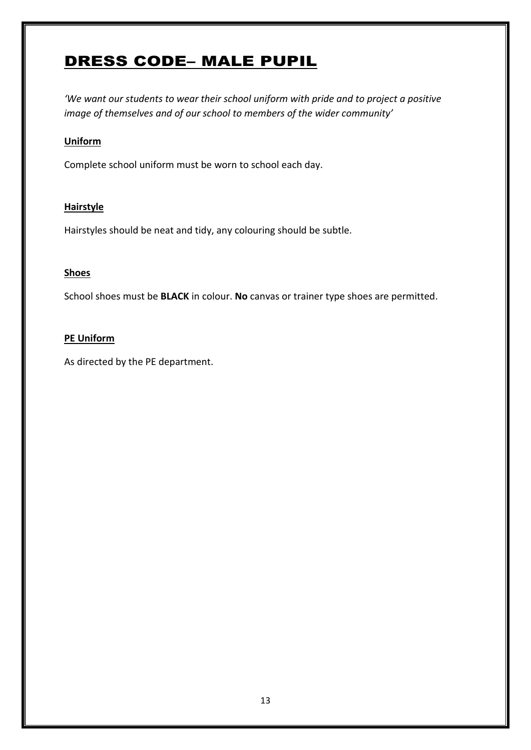# DRESS CODE– MALE PUPIL

*'We want our students to wear their school uniform with pride and to project a positive image of themselves and of our school to members of the wider community'*

## Uniform

Complete school uniform must be worn to school each day.

## Hairstyle

Hairstyles should be neat and tidy, any colouring should be subtle.

## Shoes

School shoes must be **BLACK** in colour. **No** canvas or trainer type shoes are permitted.

## PE Uniform

As directed by the PE department.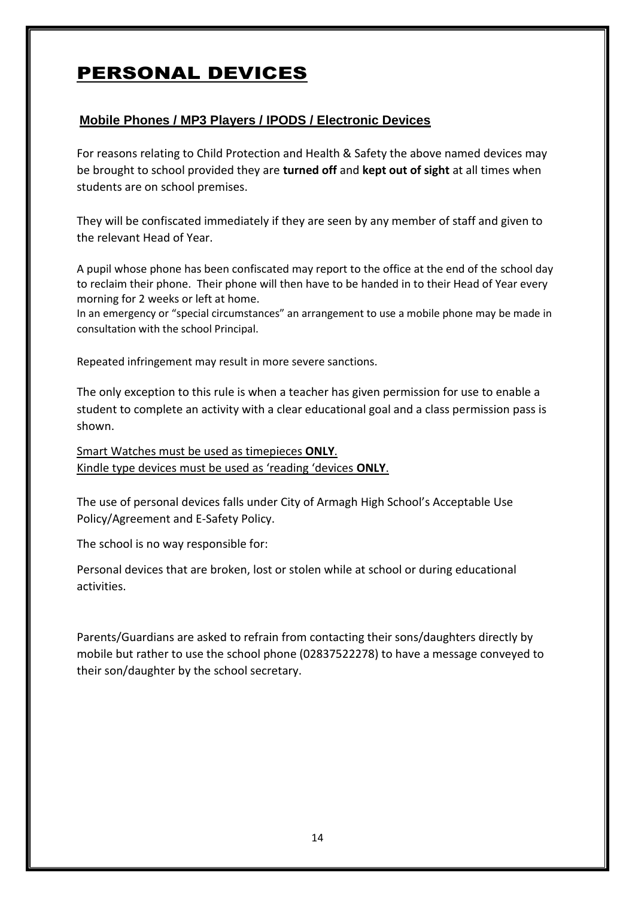# PERSONAL DEVICES

## Mobile Phones / MP3 Players / IPODS / Electronic Devices

For reasons relating to Child Protection and Health & Safety the above named devices may be brought to school provided they are **turned off** and **kept out of sight** at all times when students are on school premises.

They will be confiscated immediately if they are seen by any member of staff and given to the relevant Head of Year.

A pupil whose phone has been confiscated may report to the office at the end of the school day to reclaim their phone. Their phone will then have to be handed in to their Head of Year every morning for 2 weeks or left at home.
In an emergency or "special circumstances" an arrangement to use a mobile phone may be made in consultation with the school Principal.

Repeated infringement may result in more severe sanctions.

The only exception to this rule is when a teacher has given permission for use to enable a student to complete an activity with a clear educational goal and a class permission pass is shown.

<u>Smart Watches must be used as timepieces **ONLY**.</u>
<u>Kindle type devices must be used as 'reading 'devices **ONLY**.</u>

The use of personal devices falls under City of Armagh High School's Acceptable Use Policy/Agreement and E-Safety Policy.

The school is no way responsible for:

Personal devices that are broken, lost or stolen while at school or during educational activities.

Parents/Guardians are asked to refrain from contacting their sons/daughters directly by mobile but rather to use the school phone (02837522278) to have a message conveyed to their son/daughter by the school secretary.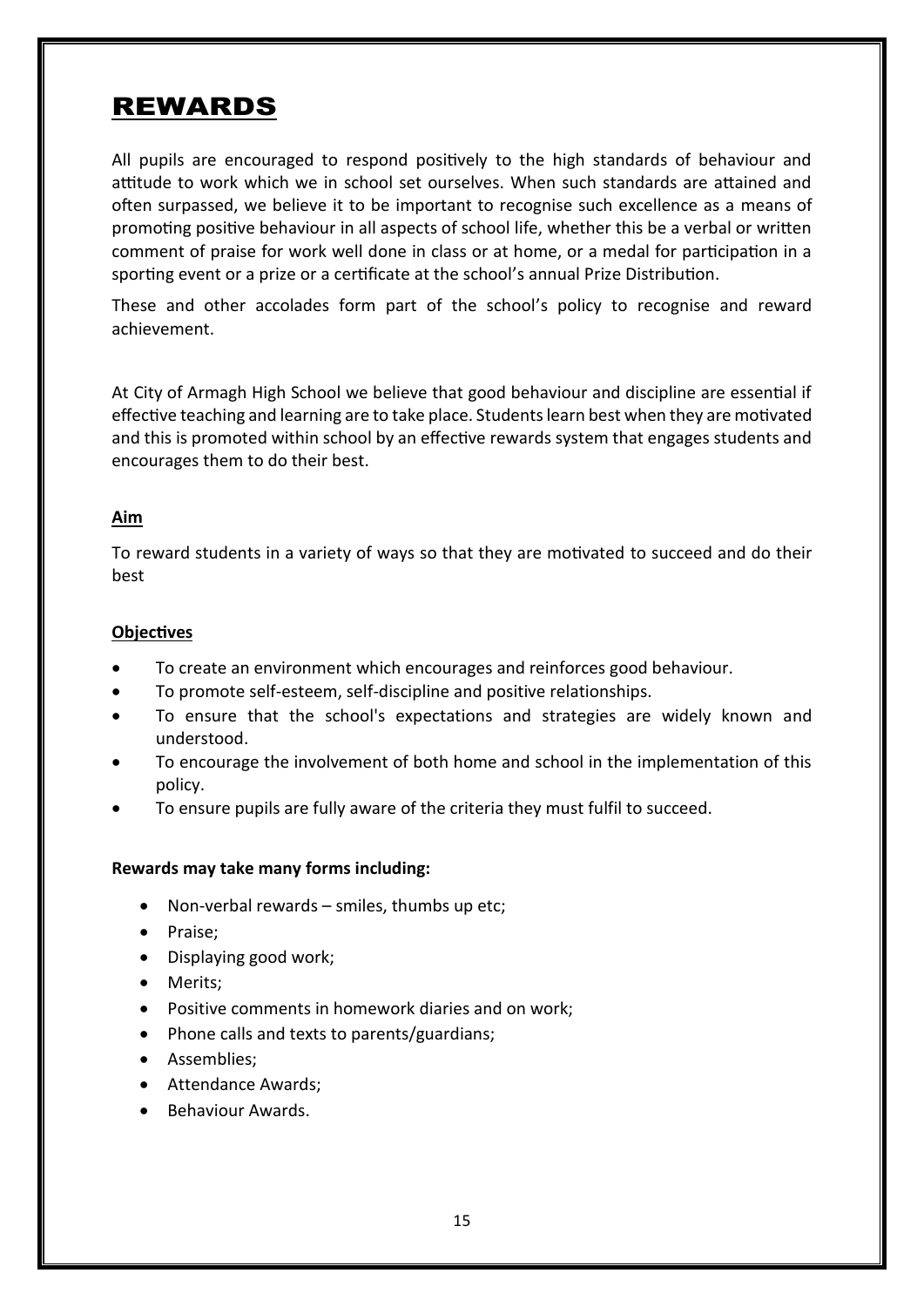# REWARDS

All pupils are encouraged to respond positively to the high standards of behaviour and attitude to work which we in school set ourselves. When such standards are attained and often surpassed, we believe it to be important to recognise such excellence as a means of promoting positive behaviour in all aspects of school life, whether this be a verbal or written comment of praise for work well done in class or at home, or a medal for participation in a sporting event or a prize or a certificate at the school's annual Prize Distribution.

These and other accolades form part of the school's policy to recognise and reward achievement.

At City of Armagh High School we believe that good behaviour and discipline are essential if effective teaching and learning are to take place. Students learn best when they are motivated and this is promoted within school by an effective rewards system that engages students and encourages them to do their best.

## Aim

To reward students in a variety of ways so that they are motivated to succeed and do their best

## Objectives

- To create an environment which encourages and reinforces good behaviour.
- To promote self-esteem, self-discipline and positive relationships.
- To ensure that the school's expectations and strategies are widely known and understood.
- To encourage the involvement of both home and school in the implementation of this policy.
- To ensure pupils are fully aware of the criteria they must fulfil to succeed.

**Rewards may take many forms including:**

- Non-verbal rewards – smiles, thumbs up etc;
- Praise;
- Displaying good work;
- Merits;
- Positive comments in homework diaries and on work;
- Phone calls and texts to parents/guardians;
- Assemblies;
- Attendance Awards;
- Behaviour Awards.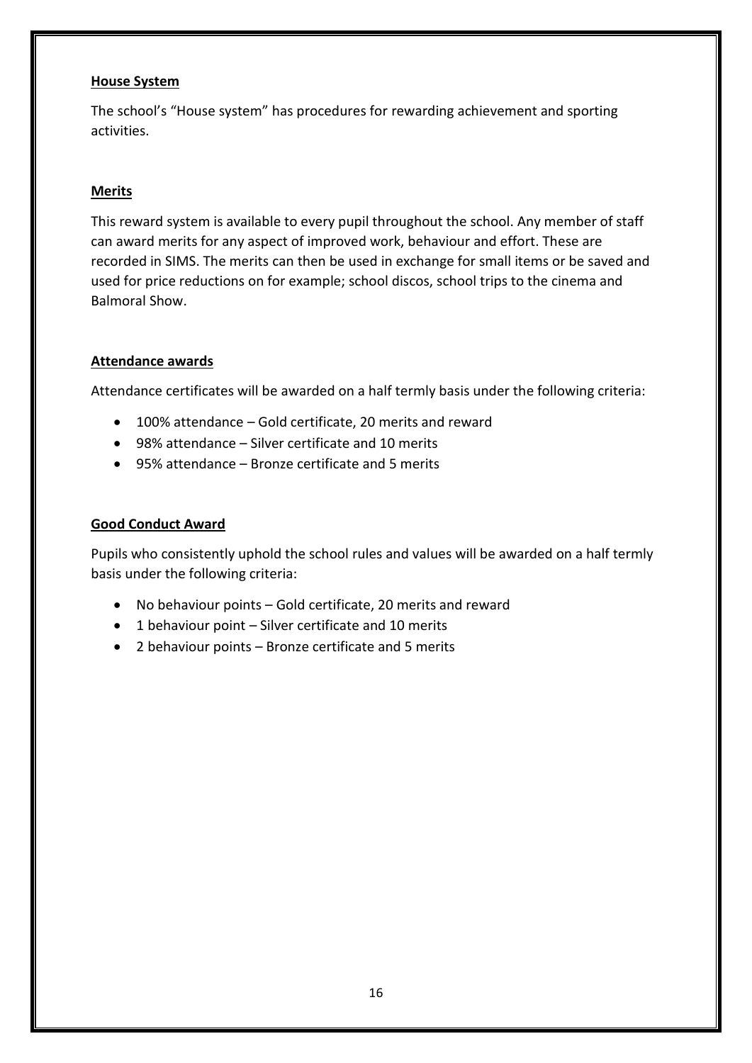**House System**

The school's "House system" has procedures for rewarding achievement and sporting activities.

**Merits**

This reward system is available to every pupil throughout the school. Any member of staff can award merits for any aspect of improved work, behaviour and effort. These are recorded in SIMS. The merits can then be used in exchange for small items or be saved and used for price reductions on for example; school discos, school trips to the cinema and Balmoral Show.

**Attendance awards**

Attendance certificates will be awarded on a half termly basis under the following criteria:

- 100% attendance – Gold certificate, 20 merits and reward
- 98% attendance – Silver certificate and 10 merits
- 95% attendance – Bronze certificate and 5 merits

**Good Conduct Award**

Pupils who consistently uphold the school rules and values will be awarded on a half termly basis under the following criteria:

- No behaviour points – Gold certificate, 20 merits and reward
- 1 behaviour point – Silver certificate and 10 merits
- 2 behaviour points – Bronze certificate and 5 merits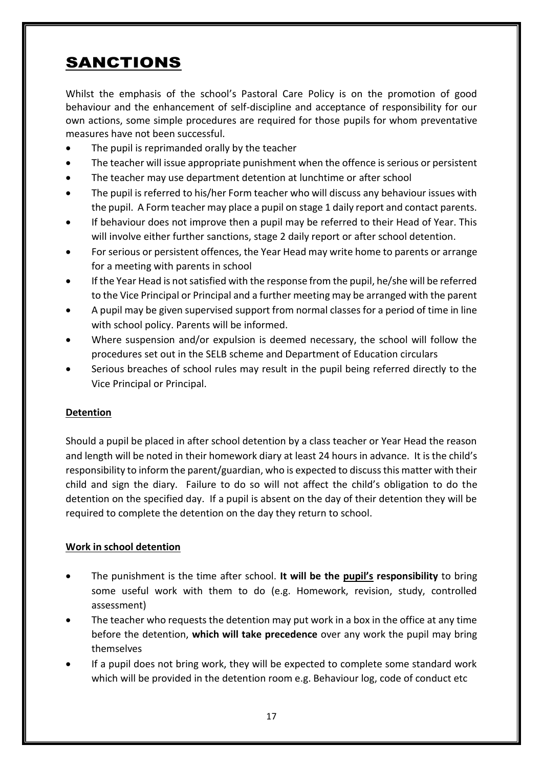# SANCTIONS

Whilst the emphasis of the school's Pastoral Care Policy is on the promotion of good behaviour and the enhancement of self-discipline and acceptance of responsibility for our own actions, some simple procedures are required for those pupils for whom preventative measures have not been successful.

- The pupil is reprimanded orally by the teacher
- The teacher will issue appropriate punishment when the offence is serious or persistent
- The teacher may use department detention at lunchtime or after school
- The pupil is referred to his/her Form teacher who will discuss any behaviour issues with the pupil. A Form teacher may place a pupil on stage 1 daily report and contact parents.
- If behaviour does not improve then a pupil may be referred to their Head of Year. This will involve either further sanctions, stage 2 daily report or after school detention.
- For serious or persistent offences, the Year Head may write home to parents or arrange for a meeting with parents in school
- If the Year Head is not satisfied with the response from the pupil, he/she will be referred to the Vice Principal or Principal and a further meeting may be arranged with the parent
- A pupil may be given supervised support from normal classes for a period of time in line with school policy. Parents will be informed.
- Where suspension and/or expulsion is deemed necessary, the school will follow the procedures set out in the SELB scheme and Department of Education circulars
- Serious breaches of school rules may result in the pupil being referred directly to the Vice Principal or Principal.

## Detention

Should a pupil be placed in after school detention by a class teacher or Year Head the reason and length will be noted in their homework diary at least 24 hours in advance. It is the child's responsibility to inform the parent/guardian, who is expected to discuss this matter with their child and sign the diary. Failure to do so will not affect the child's obligation to do the detention on the specified day. If a pupil is absent on the day of their detention they will be required to complete the detention on the day they return to school.

## Work in school detention

- The punishment is the time after school. **It will be the pupil's responsibility** to bring some useful work with them to do (e.g. Homework, revision, study, controlled assessment)
- The teacher who requests the detention may put work in a box in the office at any time before the detention, **which will take precedence** over any work the pupil may bring themselves
- If a pupil does not bring work, they will be expected to complete some standard work which will be provided in the detention room e.g. Behaviour log, code of conduct etc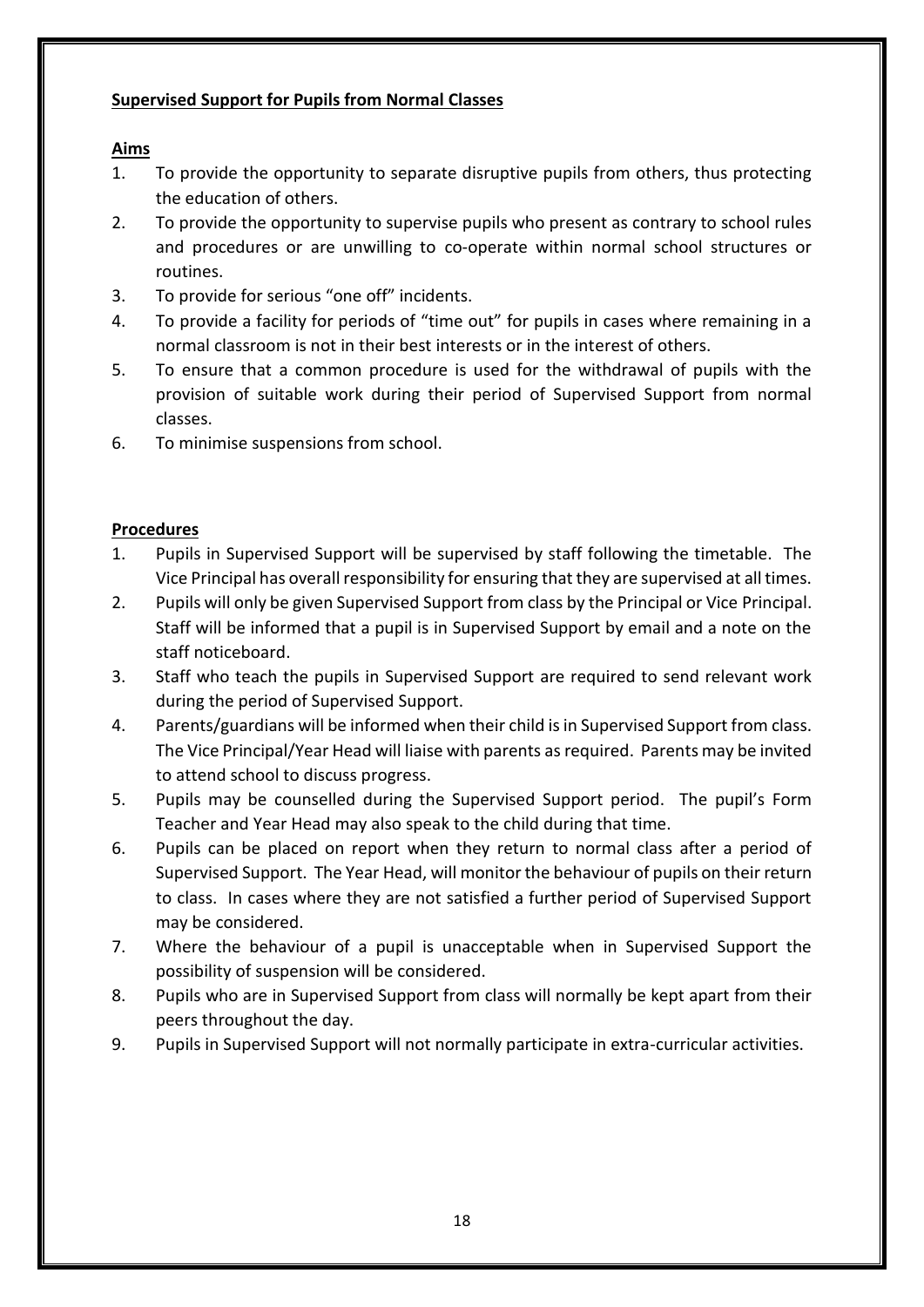## **Supervised Support for Pupils from Normal Classes**

### **Aims**

1. To provide the opportunity to separate disruptive pupils from others, thus protecting the education of others.
2. To provide the opportunity to supervise pupils who present as contrary to school rules and procedures or are unwilling to co-operate within normal school structures or routines.
3. To provide for serious "one off" incidents.
4. To provide a facility for periods of "time out" for pupils in cases where remaining in a normal classroom is not in their best interests or in the interest of others.
5. To ensure that a common procedure is used for the withdrawal of pupils with the provision of suitable work during their period of Supervised Support from normal classes.
6. To minimise suspensions from school.

### **Procedures**

1. Pupils in Supervised Support will be supervised by staff following the timetable. The Vice Principal has overall responsibility for ensuring that they are supervised at all times.
2. Pupils will only be given Supervised Support from class by the Principal or Vice Principal. Staff will be informed that a pupil is in Supervised Support by email and a note on the staff noticeboard.
3. Staff who teach the pupils in Supervised Support are required to send relevant work during the period of Supervised Support.
4. Parents/guardians will be informed when their child is in Supervised Support from class. The Vice Principal/Year Head will liaise with parents as required. Parents may be invited to attend school to discuss progress.
5. Pupils may be counselled during the Supervised Support period. The pupil's Form Teacher and Year Head may also speak to the child during that time.
6. Pupils can be placed on report when they return to normal class after a period of Supervised Support. The Year Head, will monitor the behaviour of pupils on their return to class. In cases where they are not satisfied a further period of Supervised Support may be considered.
7. Where the behaviour of a pupil is unacceptable when in Supervised Support the possibility of suspension will be considered.
8. Pupils who are in Supervised Support from class will normally be kept apart from their peers throughout the day.
9. Pupils in Supervised Support will not normally participate in extra-curricular activities.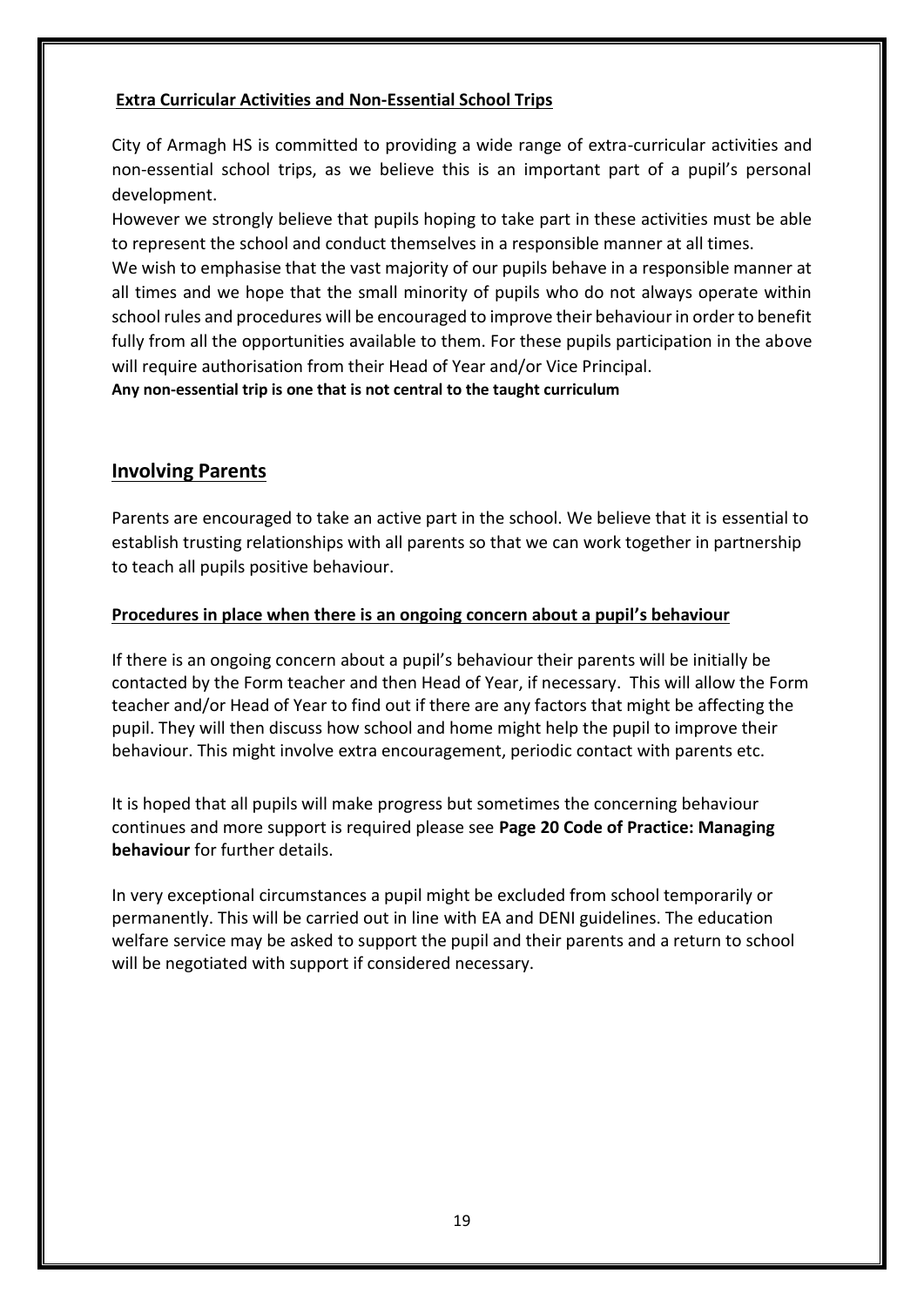**Extra Curricular Activities and Non-Essential School Trips**

City of Armagh HS is committed to providing a wide range of extra-curricular activities and non-essential school trips, as we believe this is an important part of a pupil's personal development.

However we strongly believe that pupils hoping to take part in these activities must be able to represent the school and conduct themselves in a responsible manner at all times.

We wish to emphasise that the vast majority of our pupils behave in a responsible manner at all times and we hope that the small minority of pupils who do not always operate within school rules and procedures will be encouraged to improve their behaviour in order to benefit fully from all the opportunities available to them. For these pupils participation in the above will require authorisation from their Head of Year and/or Vice Principal.

**Any non-essential trip is one that is not central to the taught curriculum**

## Involving Parents

Parents are encouraged to take an active part in the school. We believe that it is essential to establish trusting relationships with all parents so that we can work together in partnership to teach all pupils positive behaviour.

**Procedures in place when there is an ongoing concern about a pupil's behaviour**

If there is an ongoing concern about a pupil's behaviour their parents will be initially be contacted by the Form teacher and then Head of Year, if necessary. This will allow the Form teacher and/or Head of Year to find out if there are any factors that might be affecting the pupil. They will then discuss how school and home might help the pupil to improve their behaviour. This might involve extra encouragement, periodic contact with parents etc.

It is hoped that all pupils will make progress but sometimes the concerning behaviour continues and more support is required please see **Page 20 Code of Practice: Managing behaviour** for further details.

In very exceptional circumstances a pupil might be excluded from school temporarily or permanently. This will be carried out in line with EA and DENI guidelines. The education welfare service may be asked to support the pupil and their parents and a return to school will be negotiated with support if considered necessary.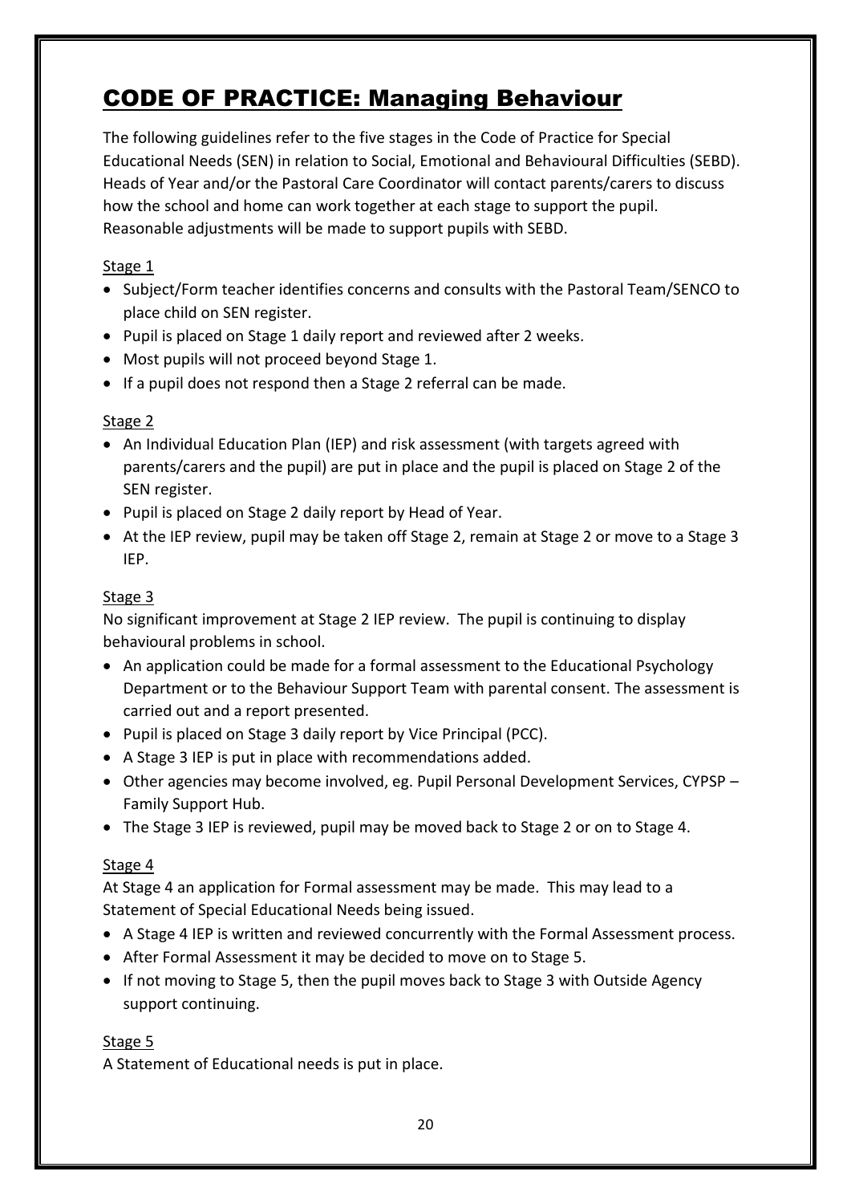# CODE OF PRACTICE: Managing Behaviour

The following guidelines refer to the five stages in the Code of Practice for Special Educational Needs (SEN) in relation to Social, Emotional and Behavioural Difficulties (SEBD). Heads of Year and/or the Pastoral Care Coordinator will contact parents/carers to discuss how the school and home can work together at each stage to support the pupil. Reasonable adjustments will be made to support pupils with SEBD.

Stage 1

- Subject/Form teacher identifies concerns and consults with the Pastoral Team/SENCO to place child on SEN register.
- Pupil is placed on Stage 1 daily report and reviewed after 2 weeks.
- Most pupils will not proceed beyond Stage 1.
- If a pupil does not respond then a Stage 2 referral can be made.

Stage 2

- An Individual Education Plan (IEP) and risk assessment (with targets agreed with parents/carers and the pupil) are put in place and the pupil is placed on Stage 2 of the SEN register.
- Pupil is placed on Stage 2 daily report by Head of Year.
- At the IEP review, pupil may be taken off Stage 2, remain at Stage 2 or move to a Stage 3 IEP.

Stage 3

No significant improvement at Stage 2 IEP review. The pupil is continuing to display behavioural problems in school.

- An application could be made for a formal assessment to the Educational Psychology Department or to the Behaviour Support Team with parental consent. The assessment is carried out and a report presented.
- Pupil is placed on Stage 3 daily report by Vice Principal (PCC).
- A Stage 3 IEP is put in place with recommendations added.
- Other agencies may become involved, eg. Pupil Personal Development Services, CYPSP – Family Support Hub.
- The Stage 3 IEP is reviewed, pupil may be moved back to Stage 2 or on to Stage 4.

Stage 4

At Stage 4 an application for Formal assessment may be made. This may lead to a Statement of Special Educational Needs being issued.

- A Stage 4 IEP is written and reviewed concurrently with the Formal Assessment process.
- After Formal Assessment it may be decided to move on to Stage 5.
- If not moving to Stage 5, then the pupil moves back to Stage 3 with Outside Agency support continuing.

Stage 5

A Statement of Educational needs is put in place.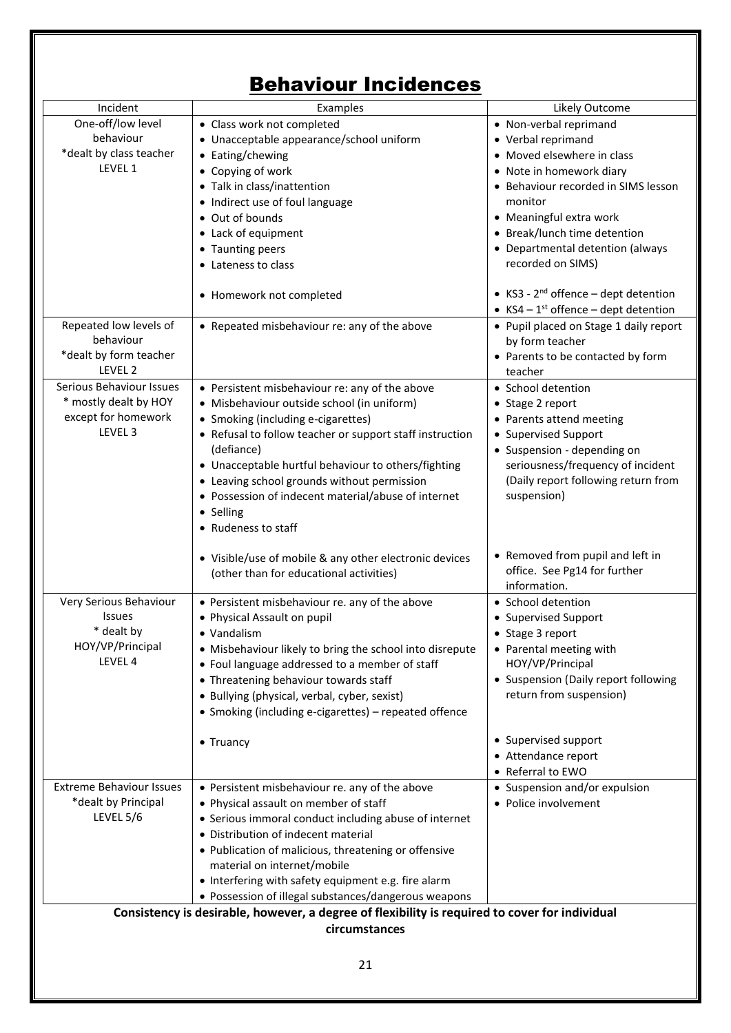# Behaviour Incidences

| Incident | Examples | Likely Outcome |
|---|---|---|
| One-off/low level behaviour<br>*dealt by class teacher<br>LEVEL 1 | • Class work not completed<br>• Unacceptable appearance/school uniform<br>• Eating/chewing<br>• Copying of work<br>• Talk in class/inattention<br>• Indirect use of foul language<br>• Out of bounds<br>• Lack of equipment<br>• Taunting peers<br>• Lateness to class<br><br>• Homework not completed | • Non-verbal reprimand<br>• Verbal reprimand<br>• Moved elsewhere in class<br>• Note in homework diary<br>• Behaviour recorded in SIMS lesson monitor<br>• Meaningful extra work<br>• Break/lunch time detention<br>• Departmental detention (always recorded on SIMS)<br><br>• KS3 - 2nd offence – dept detention<br>• KS4 – 1st offence – dept detention |
| Repeated low levels of behaviour<br>*dealt by form teacher<br>LEVEL 2 | • Repeated misbehaviour re: any of the above | • Pupil placed on Stage 1 daily report by form teacher<br>• Parents to be contacted by form teacher |
| Serious Behaviour Issues<br>* mostly dealt by HOY except for homework<br>LEVEL 3 | • Persistent misbehaviour re: any of the above<br>• Misbehaviour outside school (in uniform)<br>• Smoking (including e-cigarettes)<br>• Refusal to follow teacher or support staff instruction (defiance)<br>• Unacceptable hurtful behaviour to others/fighting<br>• Leaving school grounds without permission<br>• Possession of indecent material/abuse of internet<br>• Selling<br>• Rudeness to staff<br><br>• Visible/use of mobile & any other electronic devices (other than for educational activities) | • School detention<br>• Stage 2 report<br>• Parents attend meeting<br>• Supervised Support<br>• Suspension - depending on seriousness/frequency of incident (Daily report following return from suspension)<br><br>• Removed from pupil and left in office. See Pg14 for further information. |
| Very Serious Behaviour Issues<br>* dealt by HOY/VP/Principal<br>LEVEL 4 | • Persistent misbehaviour re. any of the above<br>• Physical Assault on pupil<br>• Vandalism<br>• Misbehaviour likely to bring the school into disrepute<br>• Foul language addressed to a member of staff<br>• Threatening behaviour towards staff<br>• Bullying (physical, verbal, cyber, sexist)<br>• Smoking (including e-cigarettes) – repeated offence<br><br>• Truancy | • School detention<br>• Supervised Support<br>• Stage 3 report<br>• Parental meeting with HOY/VP/Principal<br>• Suspension (Daily report following return from suspension)<br><br>• Supervised support<br>• Attendance report<br>• Referral to EWO |
| Extreme Behaviour Issues<br>*dealt by Principal<br>LEVEL 5/6 | • Persistent misbehaviour re. any of the above<br>• Physical assault on member of staff<br>• Serious immoral conduct including abuse of internet<br>• Distribution of indecent material<br>• Publication of malicious, threatening or offensive material on internet/mobile<br>• Interfering with safety equipment e.g. fire alarm<br>• Possession of illegal substances/dangerous weapons | • Suspension and/or expulsion<br>• Police involvement |

**Consistency is desirable, however, a degree of flexibility is required to cover for individual circumstances**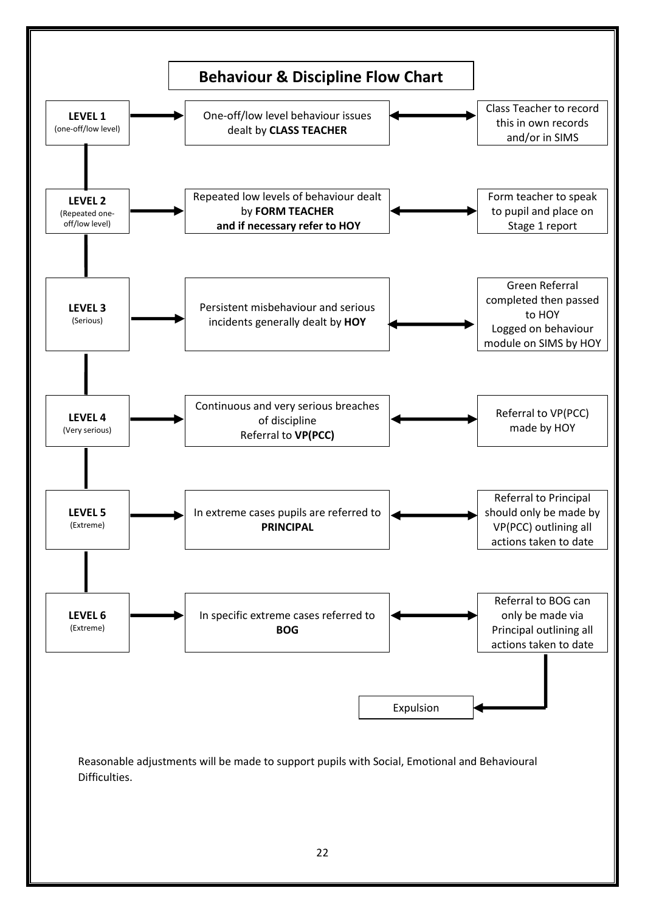# Behaviour & Discipline Flow Chart

| Level | Description | Action |
| --- | --- | --- |
| **LEVEL 1** (one-off/low level) | One-off/low level behaviour issues dealt by **CLASS TEACHER** | Class Teacher to record this in own records and/or in SIMS |
| **LEVEL 2** (Repeated one-off/low level) | Repeated low levels of behaviour dealt by **FORM TEACHER** **and if necessary refer to HOY** | Form teacher to speak to pupil and place on Stage 1 report |
| **LEVEL 3** (Serious) | Persistent misbehaviour and serious incidents generally dealt by **HOY** | Green Referral completed then passed to HOY. Logged on behaviour module on SIMS by HOY |
| **LEVEL 4** (Very serious) | Continuous and very serious breaches of discipline. Referral to **VP(PCC)** | Referral to VP(PCC) made by HOY |
| **LEVEL 5** (Extreme) | In extreme cases pupils are referred to **PRINCIPAL** | Referral to Principal should only be made by VP(PCC) outlining all actions taken to date |
| **LEVEL 6** (Extreme) | In specific extreme cases referred to **BOG** | Referral to BOG can only be made via Principal outlining all actions taken to date → Expulsion |

Reasonable adjustments will be made to support pupils with Social, Emotional and Behavioural Difficulties.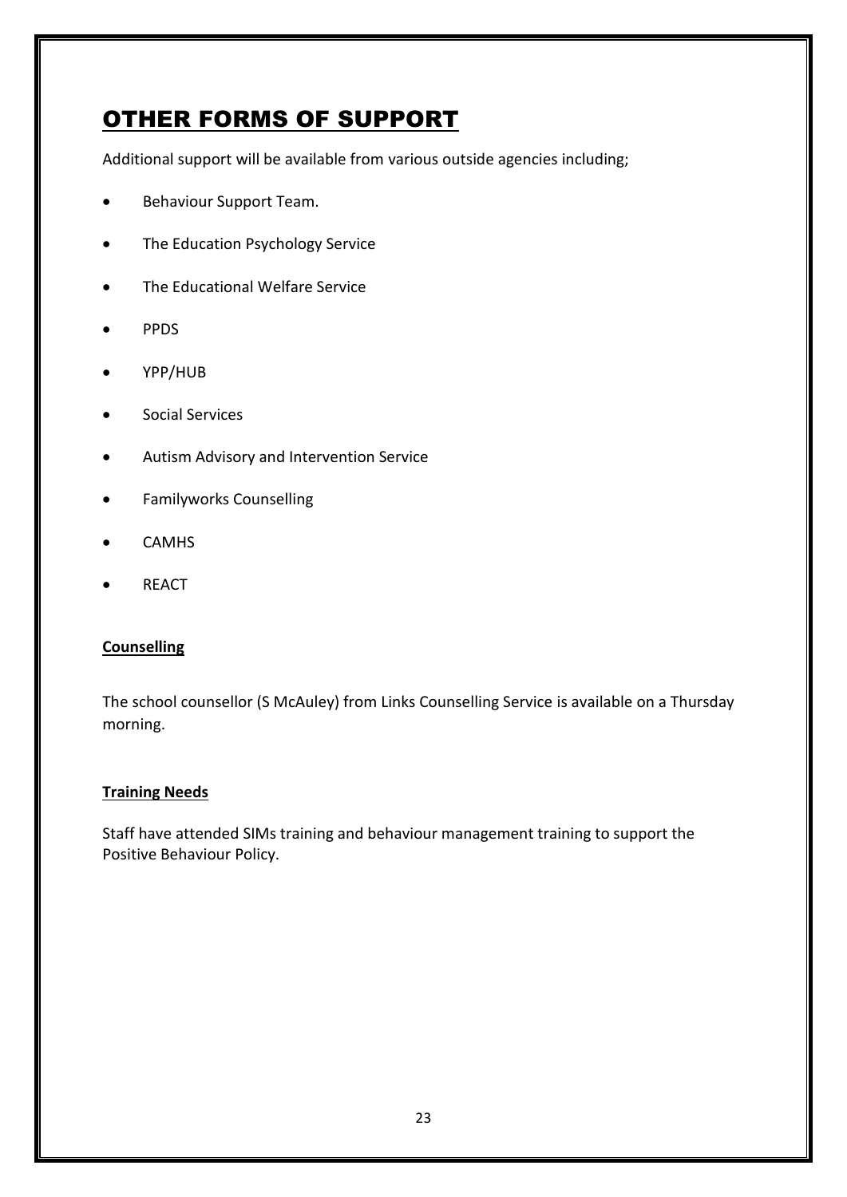# OTHER FORMS OF SUPPORT

Additional support will be available from various outside agencies including;

- Behaviour Support Team.
- The Education Psychology Service
- The Educational Welfare Service
- PPDS
- YPP/HUB
- Social Services
- Autism Advisory and Intervention Service
- Familyworks Counselling
- CAMHS
- REACT

**Counselling**

The school counsellor (S McAuley) from Links Counselling Service is available on a Thursday morning.

**Training Needs**

Staff have attended SIMs training and behaviour management training to support the Positive Behaviour Policy.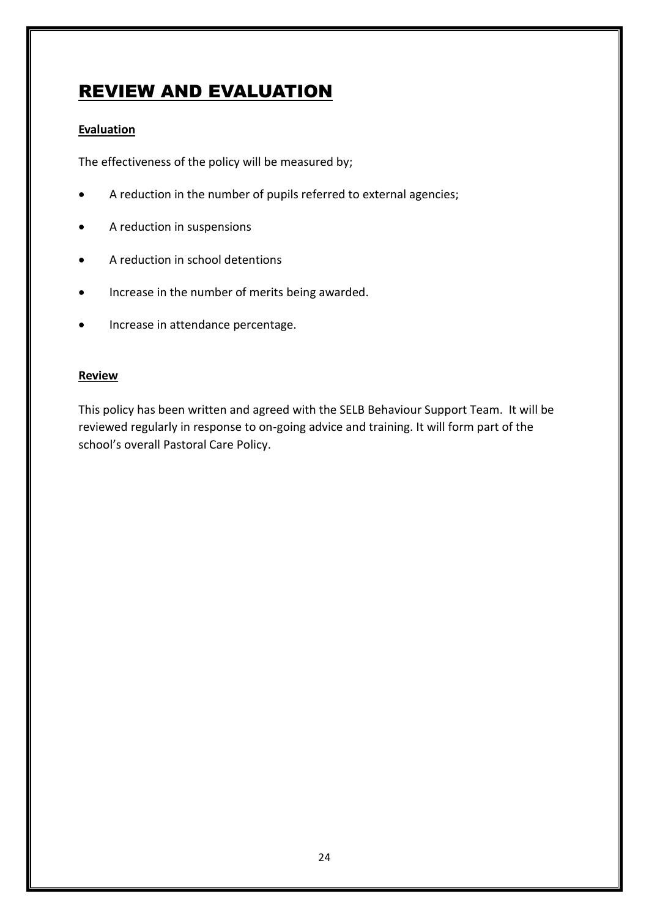# REVIEW AND EVALUATION

**Evaluation**

The effectiveness of the policy will be measured by;

- A reduction in the number of pupils referred to external agencies;
- A reduction in suspensions
- A reduction in school detentions
- Increase in the number of merits being awarded.
- Increase in attendance percentage.

**Review**

This policy has been written and agreed with the SELB Behaviour Support Team. It will be reviewed regularly in response to on-going advice and training. It will form part of the school's overall Pastoral Care Policy.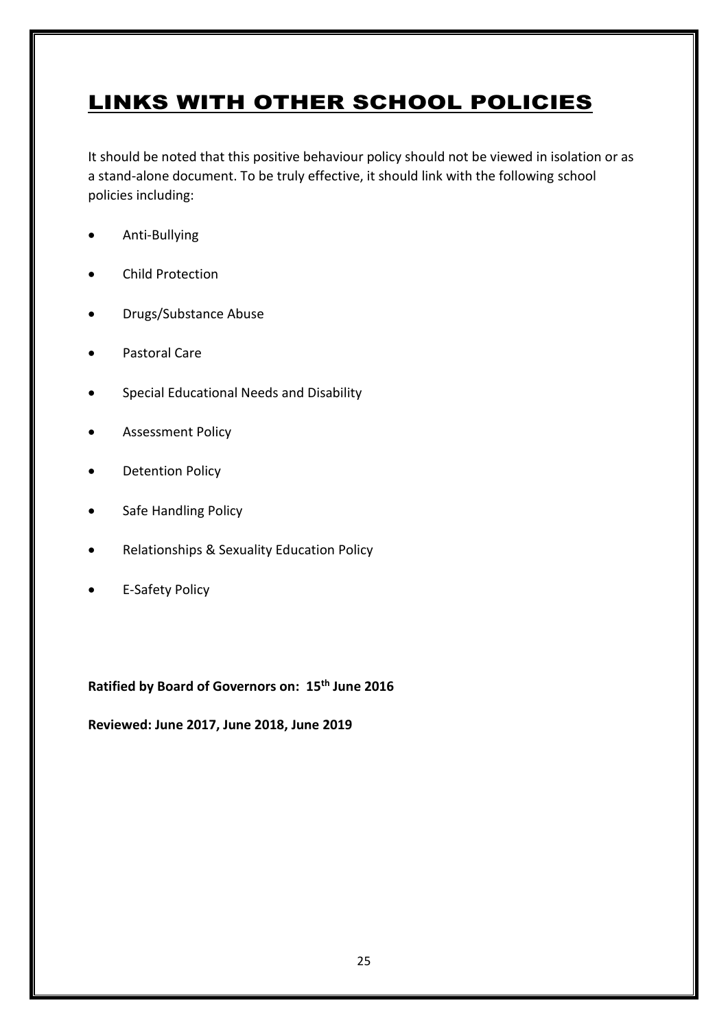# LINKS WITH OTHER SCHOOL POLICIES

It should be noted that this positive behaviour policy should not be viewed in isolation or as a stand-alone document. To be truly effective, it should link with the following school policies including:

- Anti-Bullying
- Child Protection
- Drugs/Substance Abuse
- Pastoral Care
- Special Educational Needs and Disability
- Assessment Policy
- Detention Policy
- Safe Handling Policy
- Relationships & Sexuality Education Policy
- E-Safety Policy

**Ratified by Board of Governors on: 15th June 2016**

**Reviewed: June 2017, June 2018, June 2019**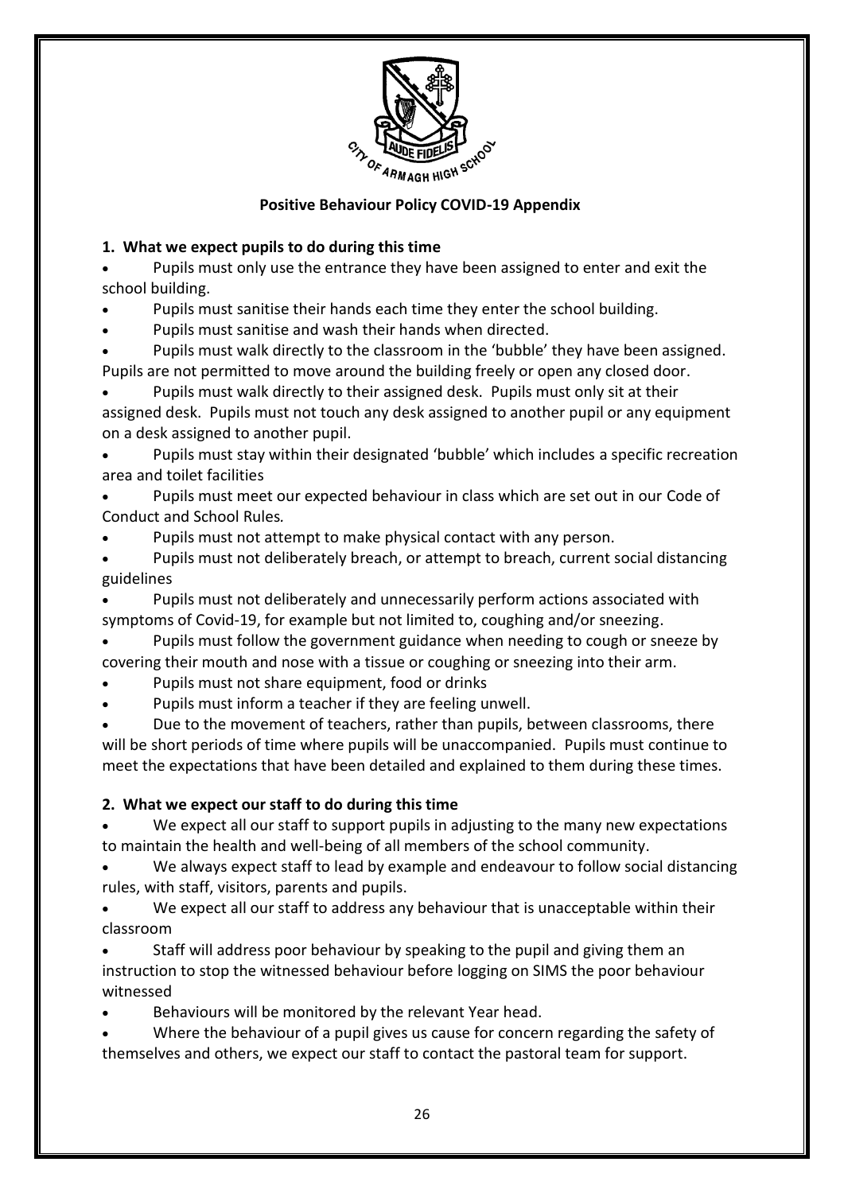**Positive Behaviour Policy COVID-19 Appendix**

## 1. What we expect pupils to do during this time

- Pupils must only use the entrance they have been assigned to enter and exit the school building.
- Pupils must sanitise their hands each time they enter the school building.
- Pupils must sanitise and wash their hands when directed.
- Pupils must walk directly to the classroom in the 'bubble' they have been assigned. Pupils are not permitted to move around the building freely or open any closed door.
- Pupils must walk directly to their assigned desk. Pupils must only sit at their assigned desk. Pupils must not touch any desk assigned to another pupil or any equipment on a desk assigned to another pupil.
- Pupils must stay within their designated 'bubble' which includes a specific recreation area and toilet facilities
- Pupils must meet our expected behaviour in class which are set out in our Code of Conduct and School Rules*.*
- Pupils must not attempt to make physical contact with any person.
- Pupils must not deliberately breach, or attempt to breach, current social distancing guidelines
- Pupils must not deliberately and unnecessarily perform actions associated with symptoms of Covid-19, for example but not limited to, coughing and/or sneezing.
- Pupils must follow the government guidance when needing to cough or sneeze by covering their mouth and nose with a tissue or coughing or sneezing into their arm.
- Pupils must not share equipment, food or drinks
- Pupils must inform a teacher if they are feeling unwell.
- Due to the movement of teachers, rather than pupils, between classrooms, there will be short periods of time where pupils will be unaccompanied. Pupils must continue to meet the expectations that have been detailed and explained to them during these times.

## 2. What we expect our staff to do during this time

- We expect all our staff to support pupils in adjusting to the many new expectations to maintain the health and well-being of all members of the school community.
- We always expect staff to lead by example and endeavour to follow social distancing rules, with staff, visitors, parents and pupils.
- We expect all our staff to address any behaviour that is unacceptable within their classroom
- Staff will address poor behaviour by speaking to the pupil and giving them an instruction to stop the witnessed behaviour before logging on SIMS the poor behaviour witnessed
- Behaviours will be monitored by the relevant Year head.
- Where the behaviour of a pupil gives us cause for concern regarding the safety of themselves and others, we expect our staff to contact the pastoral team for support.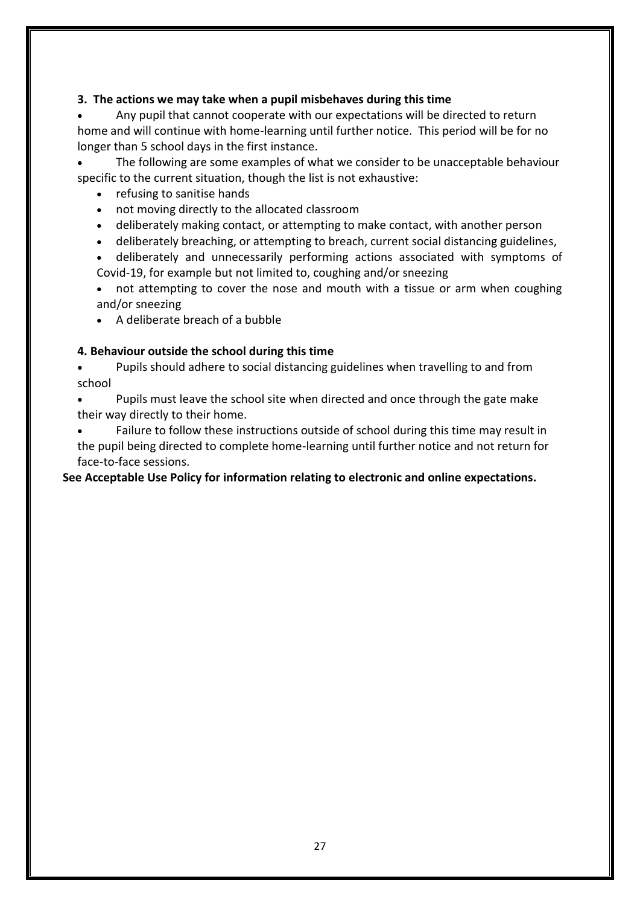### 3. The actions we may take when a pupil misbehaves during this time

- Any pupil that cannot cooperate with our expectations will be directed to return home and will continue with home-learning until further notice. This period will be for no longer than 5 school days in the first instance.
- The following are some examples of what we consider to be unacceptable behaviour specific to the current situation, though the list is not exhaustive:
  - refusing to sanitise hands
  - not moving directly to the allocated classroom
  - deliberately making contact, or attempting to make contact, with another person
  - deliberately breaching, or attempting to breach, current social distancing guidelines,
  - deliberately and unnecessarily performing actions associated with symptoms of Covid-19, for example but not limited to, coughing and/or sneezing
  - not attempting to cover the nose and mouth with a tissue or arm when coughing and/or sneezing
  - A deliberate breach of a bubble

### 4. Behaviour outside the school during this time

- Pupils should adhere to social distancing guidelines when travelling to and from school
- Pupils must leave the school site when directed and once through the gate make their way directly to their home.
- Failure to follow these instructions outside of school during this time may result in the pupil being directed to complete home-learning until further notice and not return for face-to-face sessions.

**See Acceptable Use Policy for information relating to electronic and online expectations.**